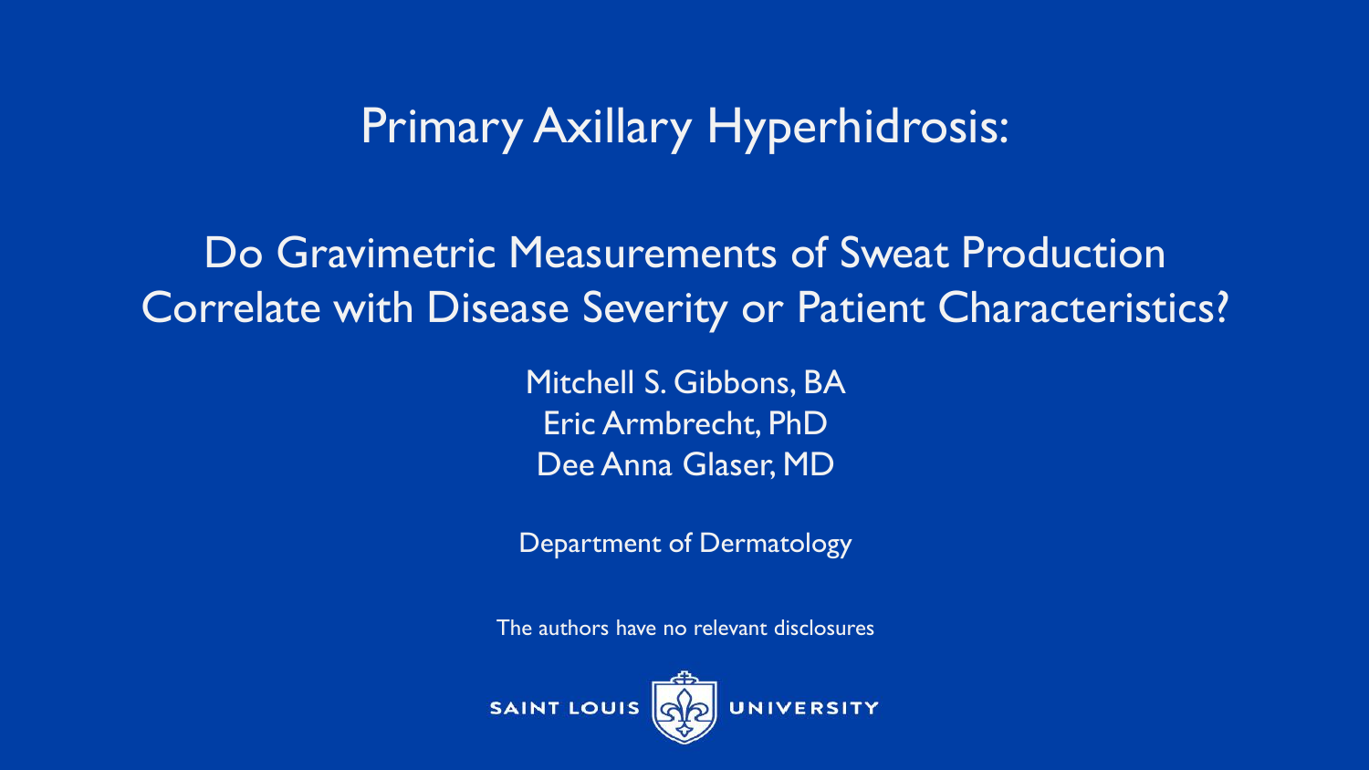# Primary Axillary Hyperhidrosis:

## Do Gravimetric Measurements of Sweat Production Correlate with Disease Severity or Patient Characteristics?

Mitchell S. Gibbons, BA
Eric Armbrecht, PhD
Dee Anna Glaser, MD

Department of Dermatology

The authors have no relevant disclosures

SAINT LOUIS UNIVERSITY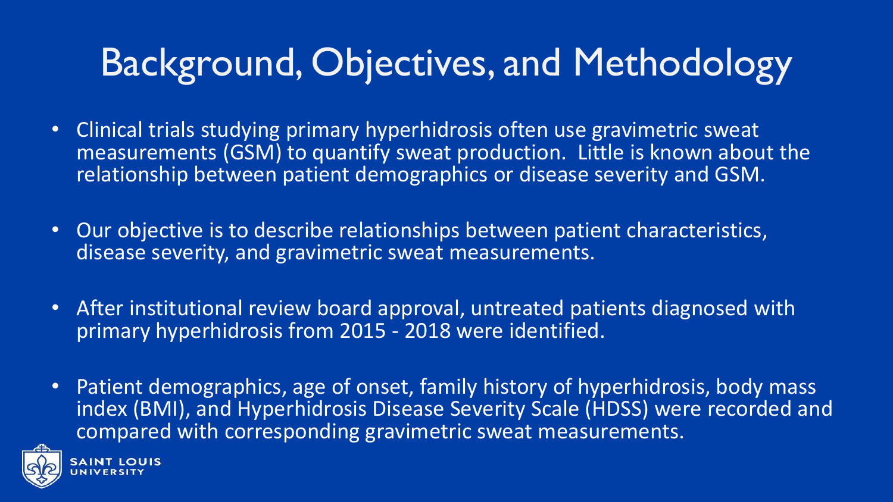# Background, Objectives, and Methodology

- Clinical trials studying primary hyperhidrosis often use gravimetric sweat measurements (GSM) to quantify sweat production. Little is known about the relationship between patient demographics or disease severity and GSM.
- Our objective is to describe relationships between patient characteristics, disease severity, and gravimetric sweat measurements.
- After institutional review board approval, untreated patients diagnosed with primary hyperhidrosis from 2015 - 2018 were identified.
- Patient demographics, age of onset, family history of hyperhidrosis, body mass index (BMI), and Hyperhidrosis Disease Severity Scale (HDSS) were recorded and compared with corresponding gravimetric sweat measurements.

SAINT LOUIS UNIVERSITY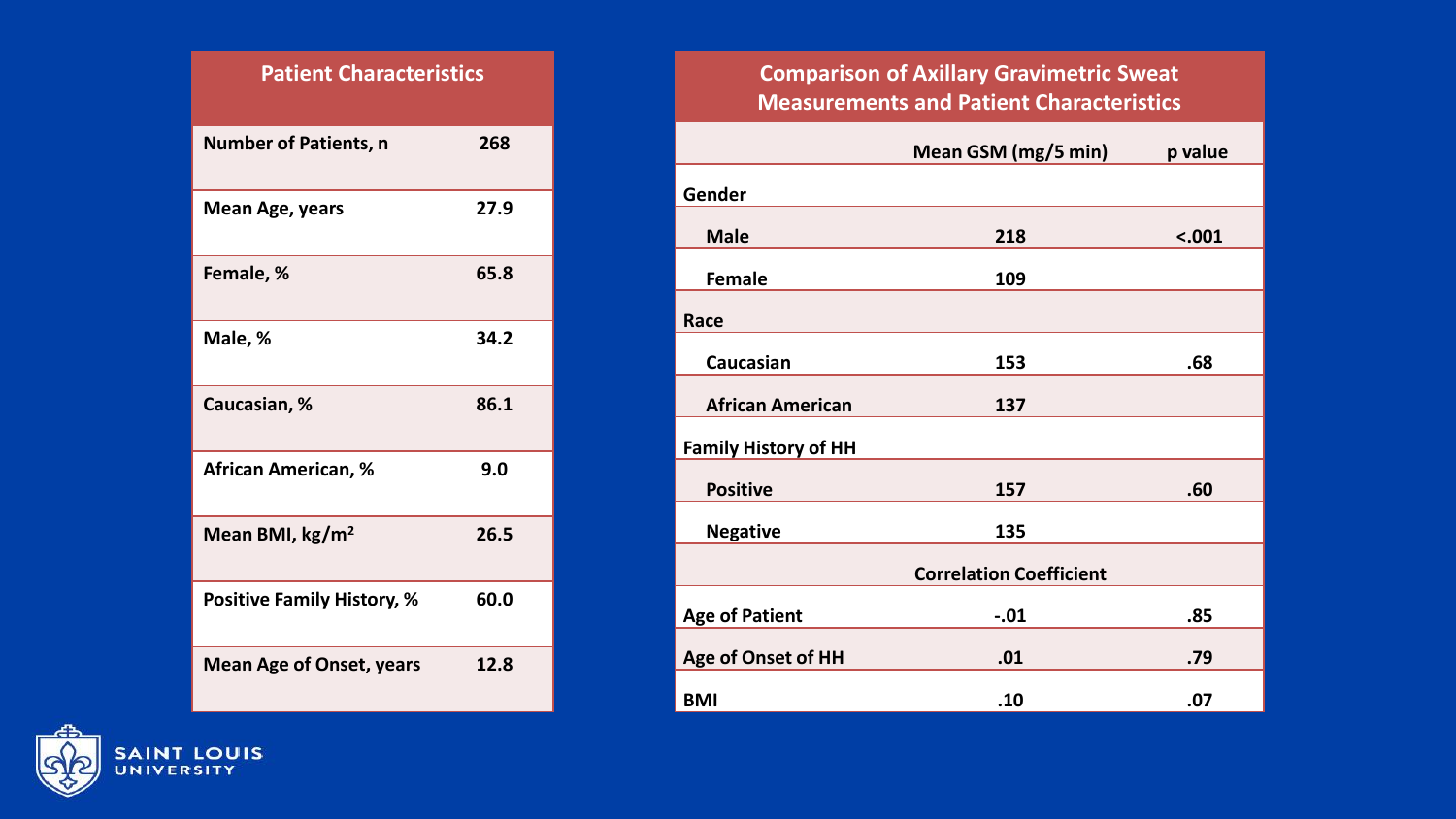## Patient Characteristics

| Patient Characteristics | |
|---|---|
| Number of Patients, n | 268 |
| Mean Age, years | 27.9 |
| Female, % | 65.8 |
| Male, % | 34.2 |
| Caucasian, % | 86.1 |
| African American, % | 9.0 |
| Mean BMI, kg/m$^2$ | 26.5 |
| Positive Family History, % | 60.0 |
| Mean Age of Onset, years | 12.8 |

## Comparison of Axillary Gravimetric Sweat Measurements and Patient Characteristics

| | Mean GSM (mg/5 min) | p value |
|---|---|---|
| **Gender** | | |
| Male | 218 | <.001 |
| Female | 109 | |
| **Race** | | |
| Caucasian | 153 | .68 |
| African American | 137 | |
| **Family History of HH** | | |
| Positive | 157 | .60 |
| Negative | 135 | |
| | **Correlation Coefficient** | |
| Age of Patient | -.01 | .85 |
| Age of Onset of HH | .01 | .79 |
| BMI | .10 | .07 |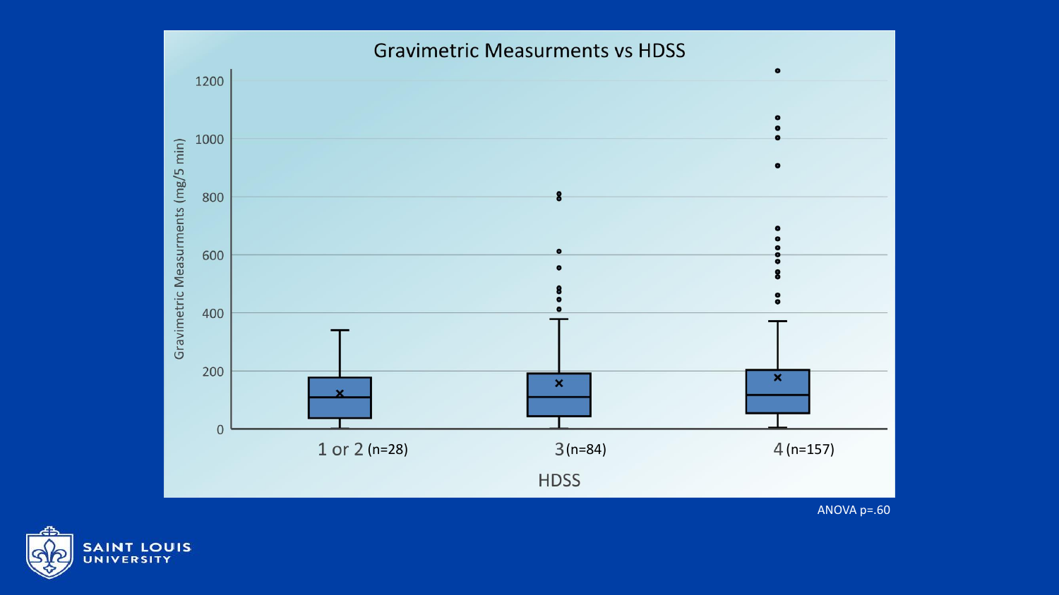## Gravimetric Measurments vs HDSS

Gravimetric Measurments (mg/5 min)

1200

1000

800

600

400

200

0

1 or 2 (n=28)

3 (n=84)

4 (n=157)

HDSS

ANOVA p=.60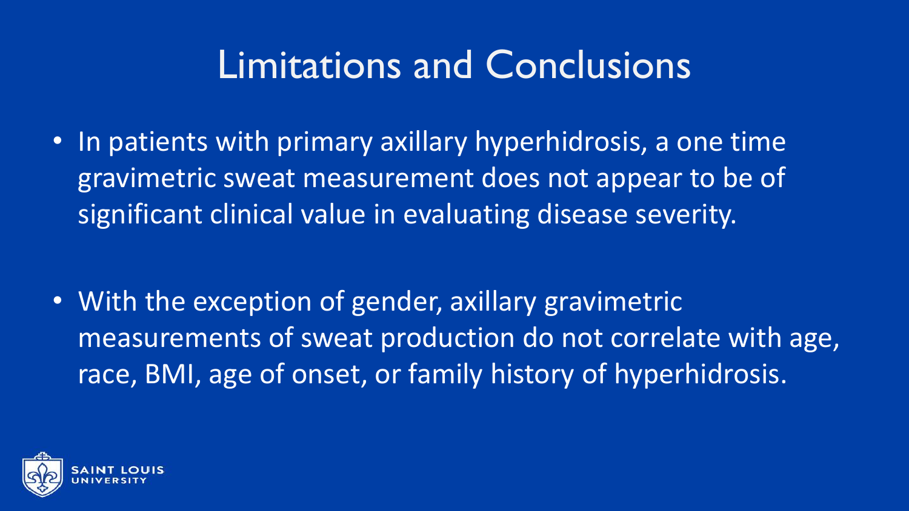# Limitations and Conclusions

- In patients with primary axillary hyperhidrosis, a one time gravimetric sweat measurement does not appear to be of significant clinical value in evaluating disease severity.

- With the exception of gender, axillary gravimetric measurements of sweat production do not correlate with age, race, BMI, age of onset, or family history of hyperhidrosis.

SAINT LOUIS UNIVERSITY